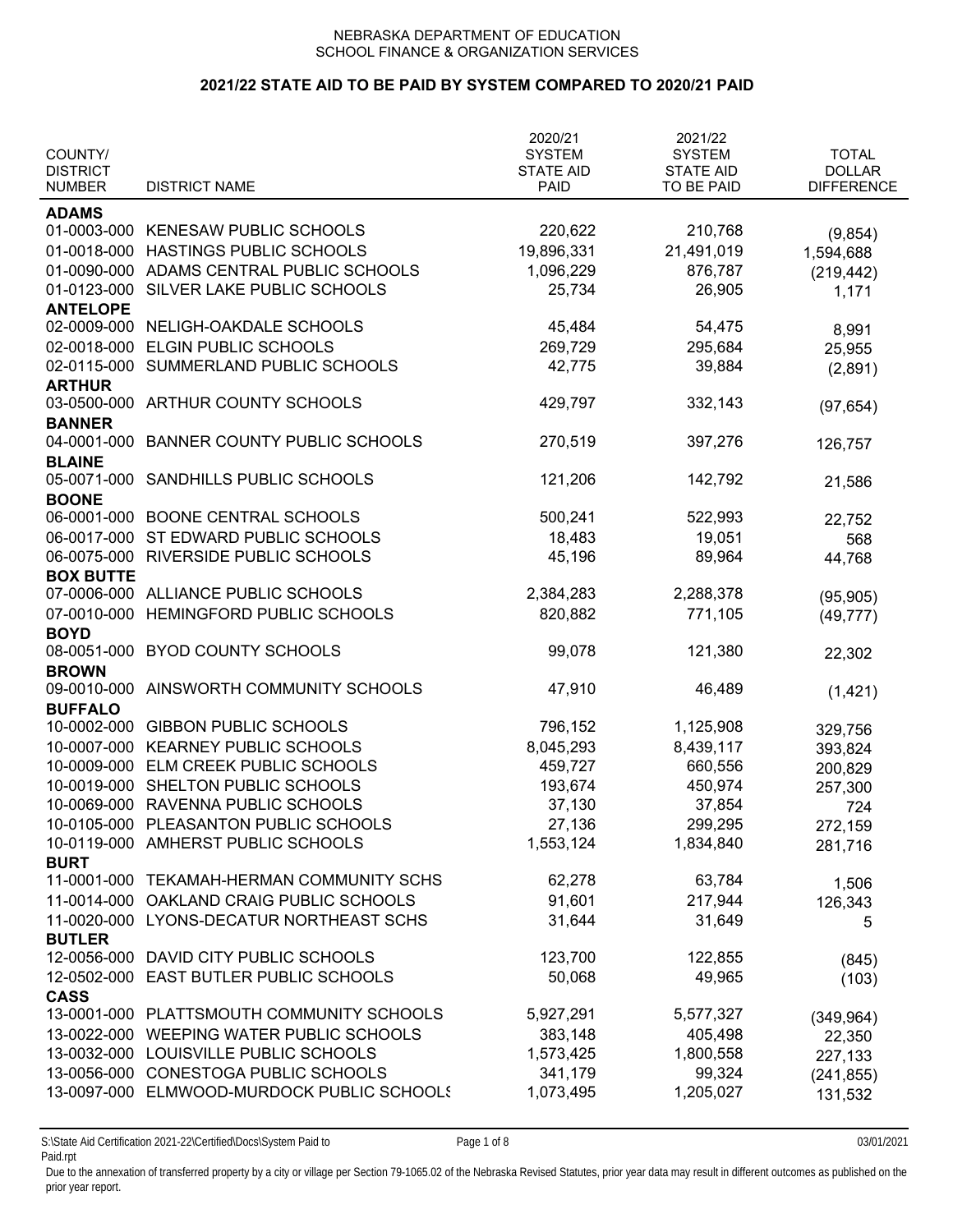NEBRASKA DEPARTMENT OF EDUCATION
SCHOOL FINANCE & ORGANIZATION SERVICES

## 2021/22 STATE AID TO BE PAID BY SYSTEM COMPARED TO 2020/21 PAID

| COUNTY/ DISTRICT NUMBER | DISTRICT NAME | 2020/21 SYSTEM STATE AID PAID | 2021/22 SYSTEM STATE AID TO BE PAID | TOTAL DOLLAR DIFFERENCE |
|---|---|---|---|---|
| **ADAMS** | | | | |
| 01-0003-000 | KENESAW PUBLIC SCHOOLS | 220,622 | 210,768 | (9,854) |
| 01-0018-000 | HASTINGS PUBLIC SCHOOLS | 19,896,331 | 21,491,019 | 1,594,688 |
| 01-0090-000 | ADAMS CENTRAL PUBLIC SCHOOLS | 1,096,229 | 876,787 | (219,442) |
| 01-0123-000 | SILVER LAKE PUBLIC SCHOOLS | 25,734 | 26,905 | 1,171 |
| **ANTELOPE** | | | | |
| 02-0009-000 | NELIGH-OAKDALE SCHOOLS | 45,484 | 54,475 | 8,991 |
| 02-0018-000 | ELGIN PUBLIC SCHOOLS | 269,729 | 295,684 | 25,955 |
| 02-0115-000 | SUMMERLAND PUBLIC SCHOOLS | 42,775 | 39,884 | (2,891) |
| **ARTHUR** | | | | |
| 03-0500-000 | ARTHUR COUNTY SCHOOLS | 429,797 | 332,143 | (97,654) |
| **BANNER** | | | | |
| 04-0001-000 | BANNER COUNTY PUBLIC SCHOOLS | 270,519 | 397,276 | 126,757 |
| **BLAINE** | | | | |
| 05-0071-000 | SANDHILLS PUBLIC SCHOOLS | 121,206 | 142,792 | 21,586 |
| **BOONE** | | | | |
| 06-0001-000 | BOONE CENTRAL SCHOOLS | 500,241 | 522,993 | 22,752 |
| 06-0017-000 | ST EDWARD PUBLIC SCHOOLS | 18,483 | 19,051 | 568 |
| 06-0075-000 | RIVERSIDE PUBLIC SCHOOLS | 45,196 | 89,964 | 44,768 |
| **BOX BUTTE** | | | | |
| 07-0006-000 | ALLIANCE PUBLIC SCHOOLS | 2,384,283 | 2,288,378 | (95,905) |
| 07-0010-000 | HEMINGFORD PUBLIC SCHOOLS | 820,882 | 771,105 | (49,777) |
| **BOYD** | | | | |
| 08-0051-000 | BYOD COUNTY SCHOOLS | 99,078 | 121,380 | 22,302 |
| **BROWN** | | | | |
| 09-0010-000 | AINSWORTH COMMUNITY SCHOOLS | 47,910 | 46,489 | (1,421) |
| **BUFFALO** | | | | |
| 10-0002-000 | GIBBON PUBLIC SCHOOLS | 796,152 | 1,125,908 | 329,756 |
| 10-0007-000 | KEARNEY PUBLIC SCHOOLS | 8,045,293 | 8,439,117 | 393,824 |
| 10-0009-000 | ELM CREEK PUBLIC SCHOOLS | 459,727 | 660,556 | 200,829 |
| 10-0019-000 | SHELTON PUBLIC SCHOOLS | 193,674 | 450,974 | 257,300 |
| 10-0069-000 | RAVENNA PUBLIC SCHOOLS | 37,130 | 37,854 | 724 |
| 10-0105-000 | PLEASANTON PUBLIC SCHOOLS | 27,136 | 299,295 | 272,159 |
| 10-0119-000 | AMHERST PUBLIC SCHOOLS | 1,553,124 | 1,834,840 | 281,716 |
| **BURT** | | | | |
| 11-0001-000 | TEKAMAH-HERMAN COMMUNITY SCHS | 62,278 | 63,784 | 1,506 |
| 11-0014-000 | OAKLAND CRAIG PUBLIC SCHOOLS | 91,601 | 217,944 | 126,343 |
| 11-0020-000 | LYONS-DECATUR NORTHEAST SCHS | 31,644 | 31,649 | 5 |
| **BUTLER** | | | | |
| 12-0056-000 | DAVID CITY PUBLIC SCHOOLS | 123,700 | 122,855 | (845) |
| 12-0502-000 | EAST BUTLER PUBLIC SCHOOLS | 50,068 | 49,965 | (103) |
| **CASS** | | | | |
| 13-0001-000 | PLATTSMOUTH COMMUNITY SCHOOLS | 5,927,291 | 5,577,327 | (349,964) |
| 13-0022-000 | WEEPING WATER PUBLIC SCHOOLS | 383,148 | 405,498 | 22,350 |
| 13-0032-000 | LOUISVILLE PUBLIC SCHOOLS | 1,573,425 | 1,800,558 | 227,133 |
| 13-0056-000 | CONESTOGA PUBLIC SCHOOLS | 341,179 | 99,324 | (241,855) |
| 13-0097-000 | ELMWOOD-MURDOCK PUBLIC SCHOOLS | 1,073,495 | 1,205,027 | 131,532 |

S:\State Aid Certification 2021-22\Certified\Docs\System Paid to Paid.rpt

03/01/2021

Due to the annexation of transferred property by a city or village per Section 79-1065.02 of the Nebraska Revised Statutes, prior year data may result in different outcomes as published on the prior year report.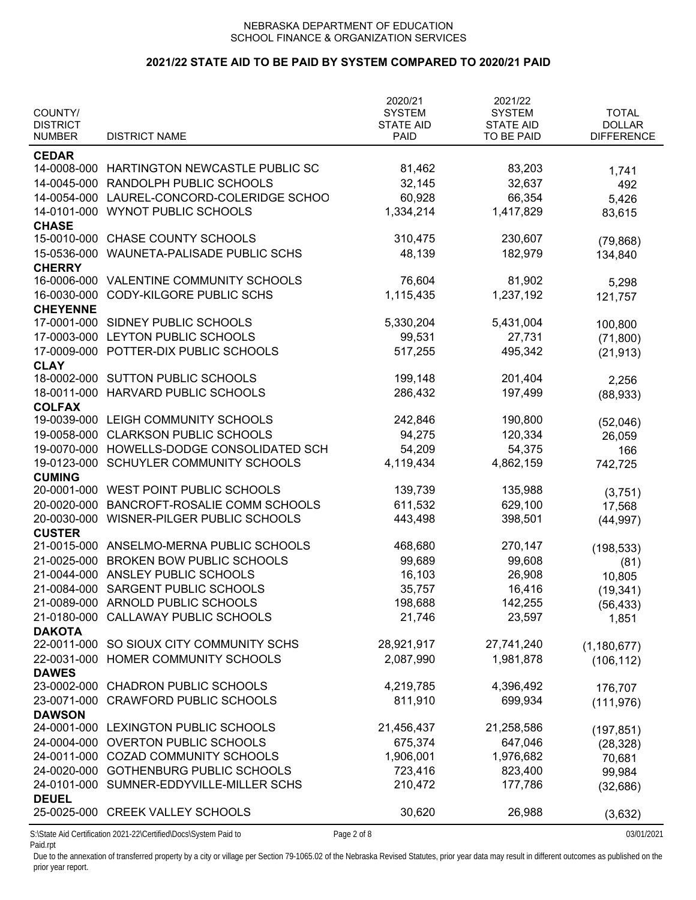NEBRASKA DEPARTMENT OF EDUCATION
SCHOOL FINANCE & ORGANIZATION SERVICES

## 2021/22 STATE AID TO BE PAID BY SYSTEM COMPARED TO 2020/21 PAID

| COUNTY/ DISTRICT NUMBER | DISTRICT NAME | 2020/21 SYSTEM STATE AID PAID | 2021/22 SYSTEM STATE AID TO BE PAID | TOTAL DOLLAR DIFFERENCE |
|---|---|---|---|---|
| **CEDAR** | | | | |
| 14-0008-000 | HARTINGTON NEWCASTLE PUBLIC SC | 81,462 | 83,203 | 1,741 |
| 14-0045-000 | RANDOLPH PUBLIC SCHOOLS | 32,145 | 32,637 | 492 |
| 14-0054-000 | LAUREL-CONCORD-COLERIDGE SCHOO | 60,928 | 66,354 | 5,426 |
| 14-0101-000 | WYNOT PUBLIC SCHOOLS | 1,334,214 | 1,417,829 | 83,615 |
| **CHASE** | | | | |
| 15-0010-000 | CHASE COUNTY SCHOOLS | 310,475 | 230,607 | (79,868) |
| 15-0536-000 | WAUNETA-PALISADE PUBLIC SCHS | 48,139 | 182,979 | 134,840 |
| **CHERRY** | | | | |
| 16-0006-000 | VALENTINE COMMUNITY SCHOOLS | 76,604 | 81,902 | 5,298 |
| 16-0030-000 | CODY-KILGORE PUBLIC SCHS | 1,115,435 | 1,237,192 | 121,757 |
| **CHEYENNE** | | | | |
| 17-0001-000 | SIDNEY PUBLIC SCHOOLS | 5,330,204 | 5,431,004 | 100,800 |
| 17-0003-000 | LEYTON PUBLIC SCHOOLS | 99,531 | 27,731 | (71,800) |
| 17-0009-000 | POTTER-DIX PUBLIC SCHOOLS | 517,255 | 495,342 | (21,913) |
| **CLAY** | | | | |
| 18-0002-000 | SUTTON PUBLIC SCHOOLS | 199,148 | 201,404 | 2,256 |
| 18-0011-000 | HARVARD PUBLIC SCHOOLS | 286,432 | 197,499 | (88,933) |
| **COLFAX** | | | | |
| 19-0039-000 | LEIGH COMMUNITY SCHOOLS | 242,846 | 190,800 | (52,046) |
| 19-0058-000 | CLARKSON PUBLIC SCHOOLS | 94,275 | 120,334 | 26,059 |
| 19-0070-000 | HOWELLS-DODGE CONSOLIDATED SCH | 54,209 | 54,375 | 166 |
| 19-0123-000 | SCHUYLER COMMUNITY SCHOOLS | 4,119,434 | 4,862,159 | 742,725 |
| **CUMING** | | | | |
| 20-0001-000 | WEST POINT PUBLIC SCHOOLS | 139,739 | 135,988 | (3,751) |
| 20-0020-000 | BANCROFT-ROSALIE COMM SCHOOLS | 611,532 | 629,100 | 17,568 |
| 20-0030-000 | WISNER-PILGER PUBLIC SCHOOLS | 443,498 | 398,501 | (44,997) |
| **CUSTER** | | | | |
| 21-0015-000 | ANSELMO-MERNA PUBLIC SCHOOLS | 468,680 | 270,147 | (198,533) |
| 21-0025-000 | BROKEN BOW PUBLIC SCHOOLS | 99,689 | 99,608 | (81) |
| 21-0044-000 | ANSLEY PUBLIC SCHOOLS | 16,103 | 26,908 | 10,805 |
| 21-0084-000 | SARGENT PUBLIC SCHOOLS | 35,757 | 16,416 | (19,341) |
| 21-0089-000 | ARNOLD PUBLIC SCHOOLS | 198,688 | 142,255 | (56,433) |
| 21-0180-000 | CALLAWAY PUBLIC SCHOOLS | 21,746 | 23,597 | 1,851 |
| **DAKOTA** | | | | |
| 22-0011-000 | SO SIOUX CITY COMMUNITY SCHS | 28,921,917 | 27,741,240 | (1,180,677) |
| 22-0031-000 | HOMER COMMUNITY SCHOOLS | 2,087,990 | 1,981,878 | (106,112) |
| **DAWES** | | | | |
| 23-0002-000 | CHADRON PUBLIC SCHOOLS | 4,219,785 | 4,396,492 | 176,707 |
| 23-0071-000 | CRAWFORD PUBLIC SCHOOLS | 811,910 | 699,934 | (111,976) |
| **DAWSON** | | | | |
| 24-0001-000 | LEXINGTON PUBLIC SCHOOLS | 21,456,437 | 21,258,586 | (197,851) |
| 24-0004-000 | OVERTON PUBLIC SCHOOLS | 675,374 | 647,046 | (28,328) |
| 24-0011-000 | COZAD COMMUNITY SCHOOLS | 1,906,001 | 1,976,682 | 70,681 |
| 24-0020-000 | GOTHENBURG PUBLIC SCHOOLS | 723,416 | 823,400 | 99,984 |
| 24-0101-000 | SUMNER-EDDYVILLE-MILLER SCHS | 210,472 | 177,786 | (32,686) |
| **DEUEL** | | | | |
| 25-0025-000 | CREEK VALLEY SCHOOLS | 30,620 | 26,988 | (3,632) |

S:\State Aid Certification 2021-22\Certified\Docs\System Paid to Paid.rpt

03/01/2021

Due to the annexation of transferred property by a city or village per Section 79-1065.02 of the Nebraska Revised Statutes, prior year data may result in different outcomes as published on the prior year report.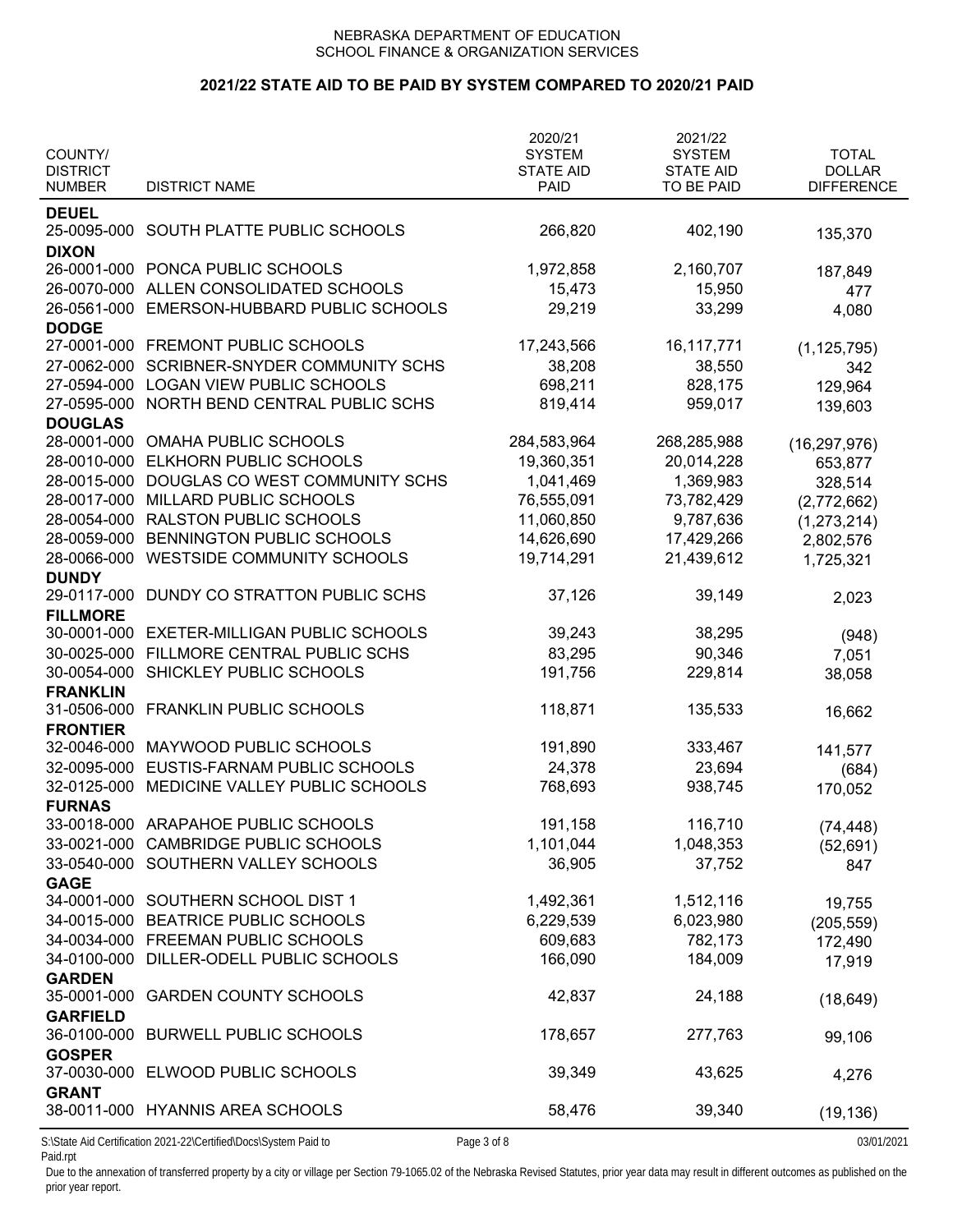NEBRASKA DEPARTMENT OF EDUCATION
SCHOOL FINANCE & ORGANIZATION SERVICES

## 2021/22 STATE AID TO BE PAID BY SYSTEM COMPARED TO 2020/21 PAID

| COUNTY/ DISTRICT NUMBER | DISTRICT NAME | 2020/21 SYSTEM STATE AID PAID | 2021/22 SYSTEM STATE AID TO BE PAID | TOTAL DOLLAR DIFFERENCE |
|---|---|---|---|---|
| **DEUEL** | | | | |
| 25-0095-000 | SOUTH PLATTE PUBLIC SCHOOLS | 266,820 | 402,190 | 135,370 |
| **DIXON** | | | | |
| 26-0001-000 | PONCA PUBLIC SCHOOLS | 1,972,858 | 2,160,707 | 187,849 |
| 26-0070-000 | ALLEN CONSOLIDATED SCHOOLS | 15,473 | 15,950 | 477 |
| 26-0561-000 | EMERSON-HUBBARD PUBLIC SCHOOLS | 29,219 | 33,299 | 4,080 |
| **DODGE** | | | | |
| 27-0001-000 | FREMONT PUBLIC SCHOOLS | 17,243,566 | 16,117,771 | (1,125,795) |
| 27-0062-000 | SCRIBNER-SNYDER COMMUNITY SCHS | 38,208 | 38,550 | 342 |
| 27-0594-000 | LOGAN VIEW PUBLIC SCHOOLS | 698,211 | 828,175 | 129,964 |
| 27-0595-000 | NORTH BEND CENTRAL PUBLIC SCHS | 819,414 | 959,017 | 139,603 |
| **DOUGLAS** | | | | |
| 28-0001-000 | OMAHA PUBLIC SCHOOLS | 284,583,964 | 268,285,988 | (16,297,976) |
| 28-0010-000 | ELKHORN PUBLIC SCHOOLS | 19,360,351 | 20,014,228 | 653,877 |
| 28-0015-000 | DOUGLAS CO WEST COMMUNITY SCHS | 1,041,469 | 1,369,983 | 328,514 |
| 28-0017-000 | MILLARD PUBLIC SCHOOLS | 76,555,091 | 73,782,429 | (2,772,662) |
| 28-0054-000 | RALSTON PUBLIC SCHOOLS | 11,060,850 | 9,787,636 | (1,273,214) |
| 28-0059-000 | BENNINGTON PUBLIC SCHOOLS | 14,626,690 | 17,429,266 | 2,802,576 |
| 28-0066-000 | WESTSIDE COMMUNITY SCHOOLS | 19,714,291 | 21,439,612 | 1,725,321 |
| **DUNDY** | | | | |
| 29-0117-000 | DUNDY CO STRATTON PUBLIC SCHS | 37,126 | 39,149 | 2,023 |
| **FILLMORE** | | | | |
| 30-0001-000 | EXETER-MILLIGAN PUBLIC SCHOOLS | 39,243 | 38,295 | (948) |
| 30-0025-000 | FILLMORE CENTRAL PUBLIC SCHS | 83,295 | 90,346 | 7,051 |
| 30-0054-000 | SHICKLEY PUBLIC SCHOOLS | 191,756 | 229,814 | 38,058 |
| **FRANKLIN** | | | | |
| 31-0506-000 | FRANKLIN PUBLIC SCHOOLS | 118,871 | 135,533 | 16,662 |
| **FRONTIER** | | | | |
| 32-0046-000 | MAYWOOD PUBLIC SCHOOLS | 191,890 | 333,467 | 141,577 |
| 32-0095-000 | EUSTIS-FARNAM PUBLIC SCHOOLS | 24,378 | 23,694 | (684) |
| 32-0125-000 | MEDICINE VALLEY PUBLIC SCHOOLS | 768,693 | 938,745 | 170,052 |
| **FURNAS** | | | | |
| 33-0018-000 | ARAPAHOE PUBLIC SCHOOLS | 191,158 | 116,710 | (74,448) |
| 33-0021-000 | CAMBRIDGE PUBLIC SCHOOLS | 1,101,044 | 1,048,353 | (52,691) |
| 33-0540-000 | SOUTHERN VALLEY SCHOOLS | 36,905 | 37,752 | 847 |
| **GAGE** | | | | |
| 34-0001-000 | SOUTHERN SCHOOL DIST 1 | 1,492,361 | 1,512,116 | 19,755 |
| 34-0015-000 | BEATRICE PUBLIC SCHOOLS | 6,229,539 | 6,023,980 | (205,559) |
| 34-0034-000 | FREEMAN PUBLIC SCHOOLS | 609,683 | 782,173 | 172,490 |
| 34-0100-000 | DILLER-ODELL PUBLIC SCHOOLS | 166,090 | 184,009 | 17,919 |
| **GARDEN** | | | | |
| 35-0001-000 | GARDEN COUNTY SCHOOLS | 42,837 | 24,188 | (18,649) |
| **GARFIELD** | | | | |
| 36-0100-000 | BURWELL PUBLIC SCHOOLS | 178,657 | 277,763 | 99,106 |
| **GOSPER** | | | | |
| 37-0030-000 | ELWOOD PUBLIC SCHOOLS | 39,349 | 43,625 | 4,276 |
| **GRANT** | | | | |
| 38-0011-000 | HYANNIS AREA SCHOOLS | 58,476 | 39,340 | (19,136) |

S:\State Aid Certification 2021-22\Certified\Docs\System Paid to Paid.rpt 03/01/2021

Due to the annexation of transferred property by a city or village per Section 79-1065.02 of the Nebraska Revised Statutes, prior year data may result in different outcomes as published on the prior year report.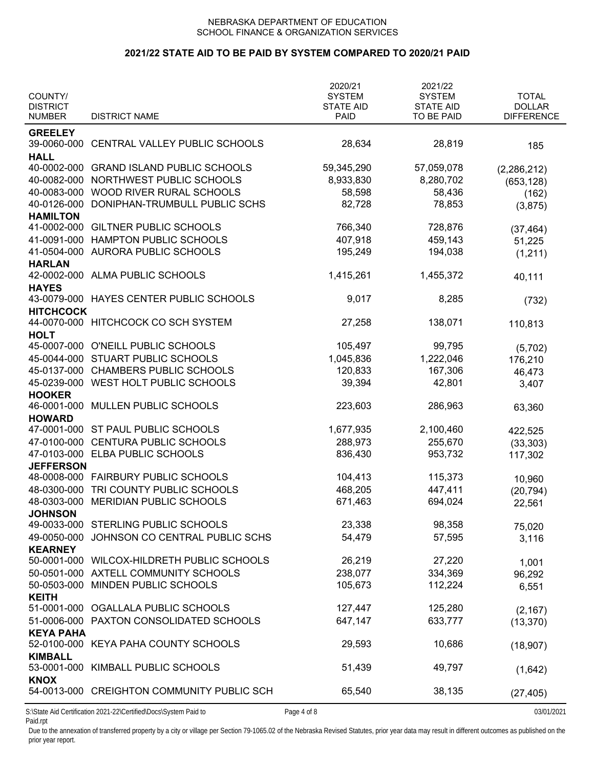NEBRASKA DEPARTMENT OF EDUCATION
SCHOOL FINANCE & ORGANIZATION SERVICES

## 2021/22 STATE AID TO BE PAID BY SYSTEM COMPARED TO 2020/21 PAID

| COUNTY/ DISTRICT NUMBER | DISTRICT NAME | 2020/21 SYSTEM STATE AID PAID | 2021/22 SYSTEM STATE AID TO BE PAID | TOTAL DOLLAR DIFFERENCE |
|---|---|---|---|---|
| **GREELEY** | | | | |
| 39-0060-000 | CENTRAL VALLEY PUBLIC SCHOOLS | 28,634 | 28,819 | 185 |
| **HALL** | | | | |
| 40-0002-000 | GRAND ISLAND PUBLIC SCHOOLS | 59,345,290 | 57,059,078 | (2,286,212) |
| 40-0082-000 | NORTHWEST PUBLIC SCHOOLS | 8,933,830 | 8,280,702 | (653,128) |
| 40-0083-000 | WOOD RIVER RURAL SCHOOLS | 58,598 | 58,436 | (162) |
| 40-0126-000 | DONIPHAN-TRUMBULL PUBLIC SCHS | 82,728 | 78,853 | (3,875) |
| **HAMILTON** | | | | |
| 41-0002-000 | GILTNER PUBLIC SCHOOLS | 766,340 | 728,876 | (37,464) |
| 41-0091-000 | HAMPTON PUBLIC SCHOOLS | 407,918 | 459,143 | 51,225 |
| 41-0504-000 | AURORA PUBLIC SCHOOLS | 195,249 | 194,038 | (1,211) |
| **HARLAN** | | | | |
| 42-0002-000 | ALMA PUBLIC SCHOOLS | 1,415,261 | 1,455,372 | 40,111 |
| **HAYES** | | | | |
| 43-0079-000 | HAYES CENTER PUBLIC SCHOOLS | 9,017 | 8,285 | (732) |
| **HITCHCOCK** | | | | |
| 44-0070-000 | HITCHCOCK CO SCH SYSTEM | 27,258 | 138,071 | 110,813 |
| **HOLT** | | | | |
| 45-0007-000 | O'NEILL PUBLIC SCHOOLS | 105,497 | 99,795 | (5,702) |
| 45-0044-000 | STUART PUBLIC SCHOOLS | 1,045,836 | 1,222,046 | 176,210 |
| 45-0137-000 | CHAMBERS PUBLIC SCHOOLS | 120,833 | 167,306 | 46,473 |
| 45-0239-000 | WEST HOLT PUBLIC SCHOOLS | 39,394 | 42,801 | 3,407 |
| **HOOKER** | | | | |
| 46-0001-000 | MULLEN PUBLIC SCHOOLS | 223,603 | 286,963 | 63,360 |
| **HOWARD** | | | | |
| 47-0001-000 | ST PAUL PUBLIC SCHOOLS | 1,677,935 | 2,100,460 | 422,525 |
| 47-0100-000 | CENTURA PUBLIC SCHOOLS | 288,973 | 255,670 | (33,303) |
| 47-0103-000 | ELBA PUBLIC SCHOOLS | 836,430 | 953,732 | 117,302 |
| **JEFFERSON** | | | | |
| 48-0008-000 | FAIRBURY PUBLIC SCHOOLS | 104,413 | 115,373 | 10,960 |
| 48-0300-000 | TRI COUNTY PUBLIC SCHOOLS | 468,205 | 447,411 | (20,794) |
| 48-0303-000 | MERIDIAN PUBLIC SCHOOLS | 671,463 | 694,024 | 22,561 |
| **JOHNSON** | | | | |
| 49-0033-000 | STERLING PUBLIC SCHOOLS | 23,338 | 98,358 | 75,020 |
| 49-0050-000 | JOHNSON CO CENTRAL PUBLIC SCHS | 54,479 | 57,595 | 3,116 |
| **KEARNEY** | | | | |
| 50-0001-000 | WILCOX-HILDRETH PUBLIC SCHOOLS | 26,219 | 27,220 | 1,001 |
| 50-0501-000 | AXTELL COMMUNITY SCHOOLS | 238,077 | 334,369 | 96,292 |
| 50-0503-000 | MINDEN PUBLIC SCHOOLS | 105,673 | 112,224 | 6,551 |
| **KEITH** | | | | |
| 51-0001-000 | OGALLALA PUBLIC SCHOOLS | 127,447 | 125,280 | (2,167) |
| 51-0006-000 | PAXTON CONSOLIDATED SCHOOLS | 647,147 | 633,777 | (13,370) |
| **KEYA PAHA** | | | | |
| 52-0100-000 | KEYA PAHA COUNTY SCHOOLS | 29,593 | 10,686 | (18,907) |
| **KIMBALL** | | | | |
| 53-0001-000 | KIMBALL PUBLIC SCHOOLS | 51,439 | 49,797 | (1,642) |
| **KNOX** | | | | |
| 54-0013-000 | CREIGHTON COMMUNITY PUBLIC SCH | 65,540 | 38,135 | (27,405) |

Due to the annexation of transferred property by a city or village per Section 79-1065.02 of the Nebraska Revised Statutes, prior year data may result in different outcomes as published on the prior year report.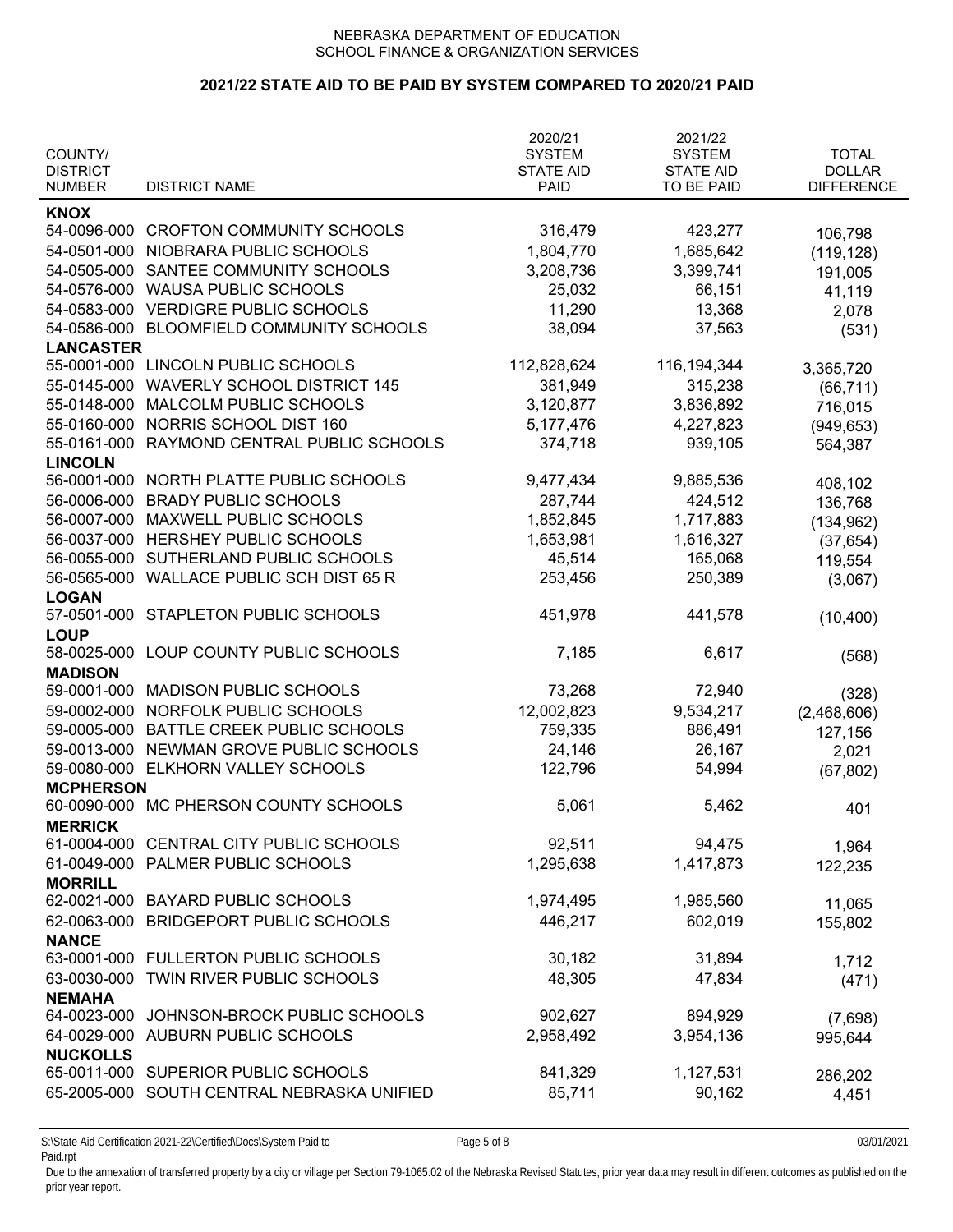NEBRASKA DEPARTMENT OF EDUCATION
SCHOOL FINANCE & ORGANIZATION SERVICES

## 2021/22 STATE AID TO BE PAID BY SYSTEM COMPARED TO 2020/21 PAID

| COUNTY/ DISTRICT NUMBER | DISTRICT NAME | 2020/21 SYSTEM STATE AID PAID | 2021/22 SYSTEM STATE AID TO BE PAID | TOTAL DOLLAR DIFFERENCE |
|---|---|---|---|---|
| **KNOX** | | | | |
| 54-0096-000 | CROFTON COMMUNITY SCHOOLS | 316,479 | 423,277 | 106,798 |
| 54-0501-000 | NIOBRARA PUBLIC SCHOOLS | 1,804,770 | 1,685,642 | (119,128) |
| 54-0505-000 | SANTEE COMMUNITY SCHOOLS | 3,208,736 | 3,399,741 | 191,005 |
| 54-0576-000 | WAUSA PUBLIC SCHOOLS | 25,032 | 66,151 | 41,119 |
| 54-0583-000 | VERDIGRE PUBLIC SCHOOLS | 11,290 | 13,368 | 2,078 |
| 54-0586-000 | BLOOMFIELD COMMUNITY SCHOOLS | 38,094 | 37,563 | (531) |
| **LANCASTER** | | | | |
| 55-0001-000 | LINCOLN PUBLIC SCHOOLS | 112,828,624 | 116,194,344 | 3,365,720 |
| 55-0145-000 | WAVERLY SCHOOL DISTRICT 145 | 381,949 | 315,238 | (66,711) |
| 55-0148-000 | MALCOLM PUBLIC SCHOOLS | 3,120,877 | 3,836,892 | 716,015 |
| 55-0160-000 | NORRIS SCHOOL DIST 160 | 5,177,476 | 4,227,823 | (949,653) |
| 55-0161-000 | RAYMOND CENTRAL PUBLIC SCHOOLS | 374,718 | 939,105 | 564,387 |
| **LINCOLN** | | | | |
| 56-0001-000 | NORTH PLATTE PUBLIC SCHOOLS | 9,477,434 | 9,885,536 | 408,102 |
| 56-0006-000 | BRADY PUBLIC SCHOOLS | 287,744 | 424,512 | 136,768 |
| 56-0007-000 | MAXWELL PUBLIC SCHOOLS | 1,852,845 | 1,717,883 | (134,962) |
| 56-0037-000 | HERSHEY PUBLIC SCHOOLS | 1,653,981 | 1,616,327 | (37,654) |
| 56-0055-000 | SUTHERLAND PUBLIC SCHOOLS | 45,514 | 165,068 | 119,554 |
| 56-0565-000 | WALLACE PUBLIC SCH DIST 65 R | 253,456 | 250,389 | (3,067) |
| **LOGAN** | | | | |
| 57-0501-000 | STAPLETON PUBLIC SCHOOLS | 451,978 | 441,578 | (10,400) |
| **LOUP** | | | | |
| 58-0025-000 | LOUP COUNTY PUBLIC SCHOOLS | 7,185 | 6,617 | (568) |
| **MADISON** | | | | |
| 59-0001-000 | MADISON PUBLIC SCHOOLS | 73,268 | 72,940 | (328) |
| 59-0002-000 | NORFOLK PUBLIC SCHOOLS | 12,002,823 | 9,534,217 | (2,468,606) |
| 59-0005-000 | BATTLE CREEK PUBLIC SCHOOLS | 759,335 | 886,491 | 127,156 |
| 59-0013-000 | NEWMAN GROVE PUBLIC SCHOOLS | 24,146 | 26,167 | 2,021 |
| 59-0080-000 | ELKHORN VALLEY SCHOOLS | 122,796 | 54,994 | (67,802) |
| **MCPHERSON** | | | | |
| 60-0090-000 | MC PHERSON COUNTY SCHOOLS | 5,061 | 5,462 | 401 |
| **MERRICK** | | | | |
| 61-0004-000 | CENTRAL CITY PUBLIC SCHOOLS | 92,511 | 94,475 | 1,964 |
| 61-0049-000 | PALMER PUBLIC SCHOOLS | 1,295,638 | 1,417,873 | 122,235 |
| **MORRILL** | | | | |
| 62-0021-000 | BAYARD PUBLIC SCHOOLS | 1,974,495 | 1,985,560 | 11,065 |
| 62-0063-000 | BRIDGEPORT PUBLIC SCHOOLS | 446,217 | 602,019 | 155,802 |
| **NANCE** | | | | |
| 63-0001-000 | FULLERTON PUBLIC SCHOOLS | 30,182 | 31,894 | 1,712 |
| 63-0030-000 | TWIN RIVER PUBLIC SCHOOLS | 48,305 | 47,834 | (471) |
| **NEMAHA** | | | | |
| 64-0023-000 | JOHNSON-BROCK PUBLIC SCHOOLS | 902,627 | 894,929 | (7,698) |
| 64-0029-000 | AUBURN PUBLIC SCHOOLS | 2,958,492 | 3,954,136 | 995,644 |
| **NUCKOLLS** | | | | |
| 65-0011-000 | SUPERIOR PUBLIC SCHOOLS | 841,329 | 1,127,531 | 286,202 |
| 65-2005-000 | SOUTH CENTRAL NEBRASKA UNIFIED | 85,711 | 90,162 | 4,451 |

S:\State Aid Certification 2021-22\Certified\Docs\System Paid to Paid.rpt 03/01/2021

Due to the annexation of transferred property by a city or village per Section 79-1065.02 of the Nebraska Revised Statutes, prior year data may result in different outcomes as published on the prior year report.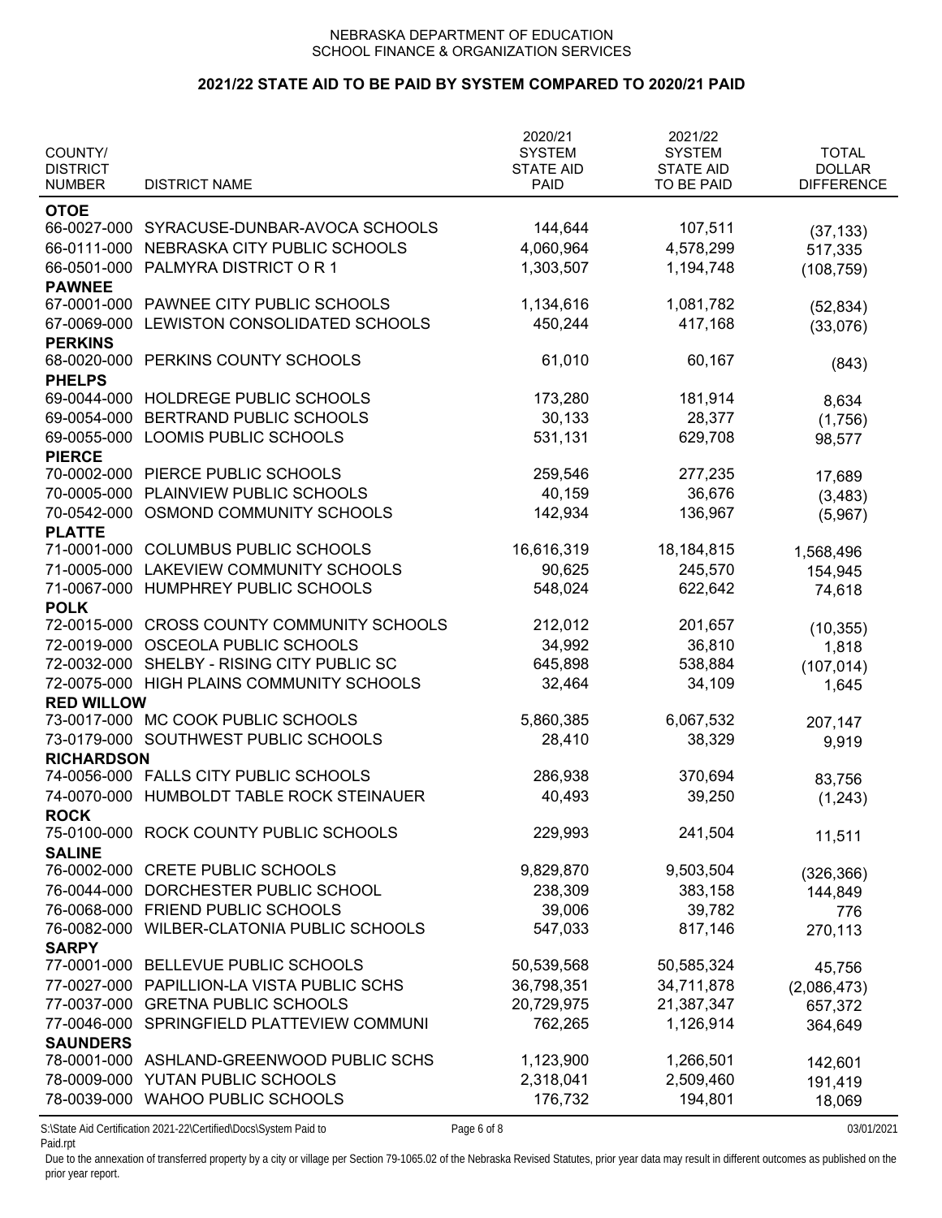NEBRASKA DEPARTMENT OF EDUCATION
SCHOOL FINANCE & ORGANIZATION SERVICES

## 2021/22 STATE AID TO BE PAID BY SYSTEM COMPARED TO 2020/21 PAID

| COUNTY/ DISTRICT NUMBER | DISTRICT NAME | 2020/21 SYSTEM STATE AID PAID | 2021/22 SYSTEM STATE AID TO BE PAID | TOTAL DOLLAR DIFFERENCE |
|---|---|---|---|---|
| **OTOE** | | | | |
| 66-0027-000 | SYRACUSE-DUNBAR-AVOCA SCHOOLS | 144,644 | 107,511 | (37,133) |
| 66-0111-000 | NEBRASKA CITY PUBLIC SCHOOLS | 4,060,964 | 4,578,299 | 517,335 |
| 66-0501-000 | PALMYRA DISTRICT O R 1 | 1,303,507 | 1,194,748 | (108,759) |
| **PAWNEE** | | | | |
| 67-0001-000 | PAWNEE CITY PUBLIC SCHOOLS | 1,134,616 | 1,081,782 | (52,834) |
| 67-0069-000 | LEWISTON CONSOLIDATED SCHOOLS | 450,244 | 417,168 | (33,076) |
| **PERKINS** | | | | |
| 68-0020-000 | PERKINS COUNTY SCHOOLS | 61,010 | 60,167 | (843) |
| **PHELPS** | | | | |
| 69-0044-000 | HOLDREGE PUBLIC SCHOOLS | 173,280 | 181,914 | 8,634 |
| 69-0054-000 | BERTRAND PUBLIC SCHOOLS | 30,133 | 28,377 | (1,756) |
| 69-0055-000 | LOOMIS PUBLIC SCHOOLS | 531,131 | 629,708 | 98,577 |
| **PIERCE** | | | | |
| 70-0002-000 | PIERCE PUBLIC SCHOOLS | 259,546 | 277,235 | 17,689 |
| 70-0005-000 | PLAINVIEW PUBLIC SCHOOLS | 40,159 | 36,676 | (3,483) |
| 70-0542-000 | OSMOND COMMUNITY SCHOOLS | 142,934 | 136,967 | (5,967) |
| **PLATTE** | | | | |
| 71-0001-000 | COLUMBUS PUBLIC SCHOOLS | 16,616,319 | 18,184,815 | 1,568,496 |
| 71-0005-000 | LAKEVIEW COMMUNITY SCHOOLS | 90,625 | 245,570 | 154,945 |
| 71-0067-000 | HUMPHREY PUBLIC SCHOOLS | 548,024 | 622,642 | 74,618 |
| **POLK** | | | | |
| 72-0015-000 | CROSS COUNTY COMMUNITY SCHOOLS | 212,012 | 201,657 | (10,355) |
| 72-0019-000 | OSCEOLA PUBLIC SCHOOLS | 34,992 | 36,810 | 1,818 |
| 72-0032-000 | SHELBY - RISING CITY PUBLIC SC | 645,898 | 538,884 | (107,014) |
| 72-0075-000 | HIGH PLAINS COMMUNITY SCHOOLS | 32,464 | 34,109 | 1,645 |
| **RED WILLOW** | | | | |
| 73-0017-000 | MC COOK PUBLIC SCHOOLS | 5,860,385 | 6,067,532 | 207,147 |
| 73-0179-000 | SOUTHWEST PUBLIC SCHOOLS | 28,410 | 38,329 | 9,919 |
| **RICHARDSON** | | | | |
| 74-0056-000 | FALLS CITY PUBLIC SCHOOLS | 286,938 | 370,694 | 83,756 |
| 74-0070-000 | HUMBOLDT TABLE ROCK STEINAUER | 40,493 | 39,250 | (1,243) |
| **ROCK** | | | | |
| 75-0100-000 | ROCK COUNTY PUBLIC SCHOOLS | 229,993 | 241,504 | 11,511 |
| **SALINE** | | | | |
| 76-0002-000 | CRETE PUBLIC SCHOOLS | 9,829,870 | 9,503,504 | (326,366) |
| 76-0044-000 | DORCHESTER PUBLIC SCHOOL | 238,309 | 383,158 | 144,849 |
| 76-0068-000 | FRIEND PUBLIC SCHOOLS | 39,006 | 39,782 | 776 |
| 76-0082-000 | WILBER-CLATONIA PUBLIC SCHOOLS | 547,033 | 817,146 | 270,113 |
| **SARPY** | | | | |
| 77-0001-000 | BELLEVUE PUBLIC SCHOOLS | 50,539,568 | 50,585,324 | 45,756 |
| 77-0027-000 | PAPILLION-LA VISTA PUBLIC SCHS | 36,798,351 | 34,711,878 | (2,086,473) |
| 77-0037-000 | GRETNA PUBLIC SCHOOLS | 20,729,975 | 21,387,347 | 657,372 |
| 77-0046-000 | SPRINGFIELD PLATTEVIEW COMMUNI | 762,265 | 1,126,914 | 364,649 |
| **SAUNDERS** | | | | |
| 78-0001-000 | ASHLAND-GREENWOOD PUBLIC SCHS | 1,123,900 | 1,266,501 | 142,601 |
| 78-0009-000 | YUTAN PUBLIC SCHOOLS | 2,318,041 | 2,509,460 | 191,419 |
| 78-0039-000 | WAHOO PUBLIC SCHOOLS | 176,732 | 194,801 | 18,069 |

S:\State Aid Certification 2021-22\Certified\Docs\System Paid to Paid.rpt — 03/01/2021

Due to the annexation of transferred property by a city or village per Section 79-1065.02 of the Nebraska Revised Statutes, prior year data may result in different outcomes as published on the prior year report.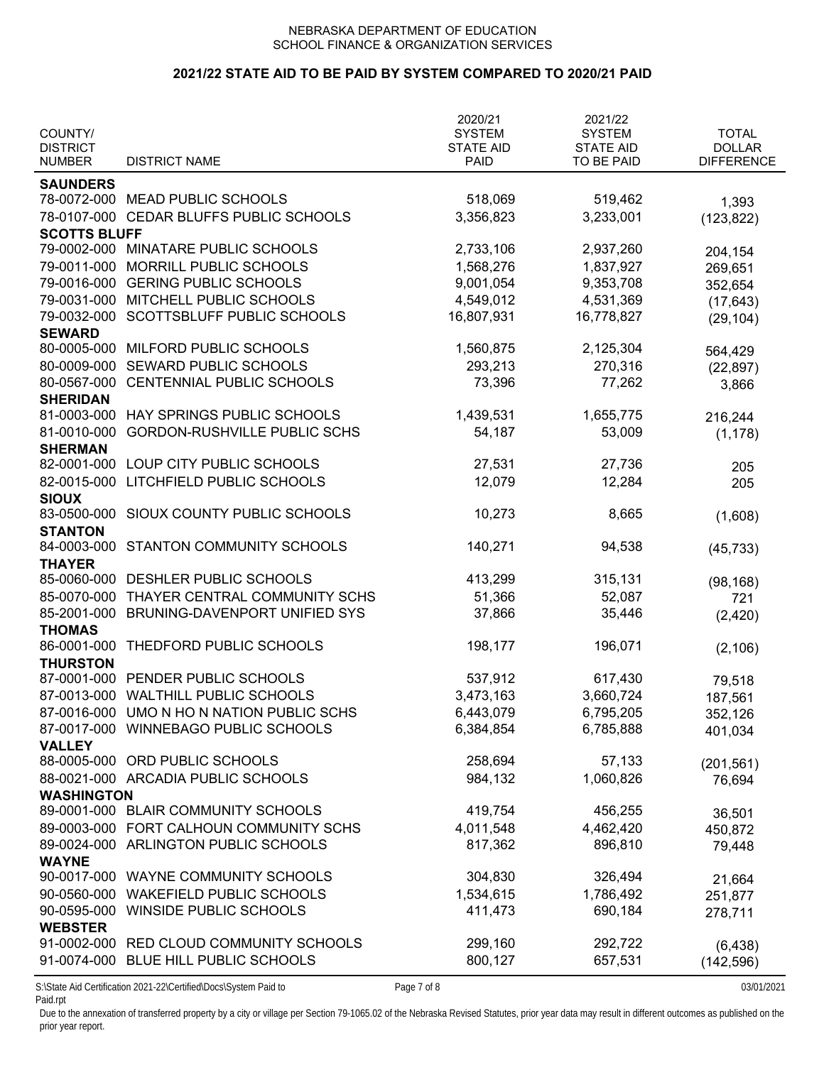NEBRASKA DEPARTMENT OF EDUCATION
SCHOOL FINANCE & ORGANIZATION SERVICES

## 2021/22 STATE AID TO BE PAID BY SYSTEM COMPARED TO 2020/21 PAID

| COUNTY/ DISTRICT NUMBER | DISTRICT NAME | 2020/21 SYSTEM STATE AID PAID | 2021/22 SYSTEM STATE AID TO BE PAID | TOTAL DOLLAR DIFFERENCE |
|---|---|---|---|---|
| **SAUNDERS** | | | | |
| 78-0072-000 | MEAD PUBLIC SCHOOLS | 518,069 | 519,462 | 1,393 |
| 78-0107-000 | CEDAR BLUFFS PUBLIC SCHOOLS | 3,356,823 | 3,233,001 | (123,822) |
| **SCOTTS BLUFF** | | | | |
| 79-0002-000 | MINATARE PUBLIC SCHOOLS | 2,733,106 | 2,937,260 | 204,154 |
| 79-0011-000 | MORRILL PUBLIC SCHOOLS | 1,568,276 | 1,837,927 | 269,651 |
| 79-0016-000 | GERING PUBLIC SCHOOLS | 9,001,054 | 9,353,708 | 352,654 |
| 79-0031-000 | MITCHELL PUBLIC SCHOOLS | 4,549,012 | 4,531,369 | (17,643) |
| 79-0032-000 | SCOTTSBLUFF PUBLIC SCHOOLS | 16,807,931 | 16,778,827 | (29,104) |
| **SEWARD** | | | | |
| 80-0005-000 | MILFORD PUBLIC SCHOOLS | 1,560,875 | 2,125,304 | 564,429 |
| 80-0009-000 | SEWARD PUBLIC SCHOOLS | 293,213 | 270,316 | (22,897) |
| 80-0567-000 | CENTENNIAL PUBLIC SCHOOLS | 73,396 | 77,262 | 3,866 |
| **SHERIDAN** | | | | |
| 81-0003-000 | HAY SPRINGS PUBLIC SCHOOLS | 1,439,531 | 1,655,775 | 216,244 |
| 81-0010-000 | GORDON-RUSHVILLE PUBLIC SCHS | 54,187 | 53,009 | (1,178) |
| **SHERMAN** | | | | |
| 82-0001-000 | LOUP CITY PUBLIC SCHOOLS | 27,531 | 27,736 | 205 |
| 82-0015-000 | LITCHFIELD PUBLIC SCHOOLS | 12,079 | 12,284 | 205 |
| **SIOUX** | | | | |
| 83-0500-000 | SIOUX COUNTY PUBLIC SCHOOLS | 10,273 | 8,665 | (1,608) |
| **STANTON** | | | | |
| 84-0003-000 | STANTON COMMUNITY SCHOOLS | 140,271 | 94,538 | (45,733) |
| **THAYER** | | | | |
| 85-0060-000 | DESHLER PUBLIC SCHOOLS | 413,299 | 315,131 | (98,168) |
| 85-0070-000 | THAYER CENTRAL COMMUNITY SCHS | 51,366 | 52,087 | 721 |
| 85-2001-000 | BRUNING-DAVENPORT UNIFIED SYS | 37,866 | 35,446 | (2,420) |
| **THOMAS** | | | | |
| 86-0001-000 | THEDFORD PUBLIC SCHOOLS | 198,177 | 196,071 | (2,106) |
| **THURSTON** | | | | |
| 87-0001-000 | PENDER PUBLIC SCHOOLS | 537,912 | 617,430 | 79,518 |
| 87-0013-000 | WALTHILL PUBLIC SCHOOLS | 3,473,163 | 3,660,724 | 187,561 |
| 87-0016-000 | UMO N HO N NATION PUBLIC SCHS | 6,443,079 | 6,795,205 | 352,126 |
| 87-0017-000 | WINNEBAGO PUBLIC SCHOOLS | 6,384,854 | 6,785,888 | 401,034 |
| **VALLEY** | | | | |
| 88-0005-000 | ORD PUBLIC SCHOOLS | 258,694 | 57,133 | (201,561) |
| 88-0021-000 | ARCADIA PUBLIC SCHOOLS | 984,132 | 1,060,826 | 76,694 |
| **WASHINGTON** | | | | |
| 89-0001-000 | BLAIR COMMUNITY SCHOOLS | 419,754 | 456,255 | 36,501 |
| 89-0003-000 | FORT CALHOUN COMMUNITY SCHS | 4,011,548 | 4,462,420 | 450,872 |
| 89-0024-000 | ARLINGTON PUBLIC SCHOOLS | 817,362 | 896,810 | 79,448 |
| **WAYNE** | | | | |
| 90-0017-000 | WAYNE COMMUNITY SCHOOLS | 304,830 | 326,494 | 21,664 |
| 90-0560-000 | WAKEFIELD PUBLIC SCHOOLS | 1,534,615 | 1,786,492 | 251,877 |
| 90-0595-000 | WINSIDE PUBLIC SCHOOLS | 411,473 | 690,184 | 278,711 |
| **WEBSTER** | | | | |
| 91-0002-000 | RED CLOUD COMMUNITY SCHOOLS | 299,160 | 292,722 | (6,438) |
| 91-0074-000 | BLUE HILL PUBLIC SCHOOLS | 800,127 | 657,531 | (142,596) |

Due to the annexation of transferred property by a city or village per Section 79-1065.02 of the Nebraska Revised Statutes, prior year data may result in different outcomes as published on the prior year report.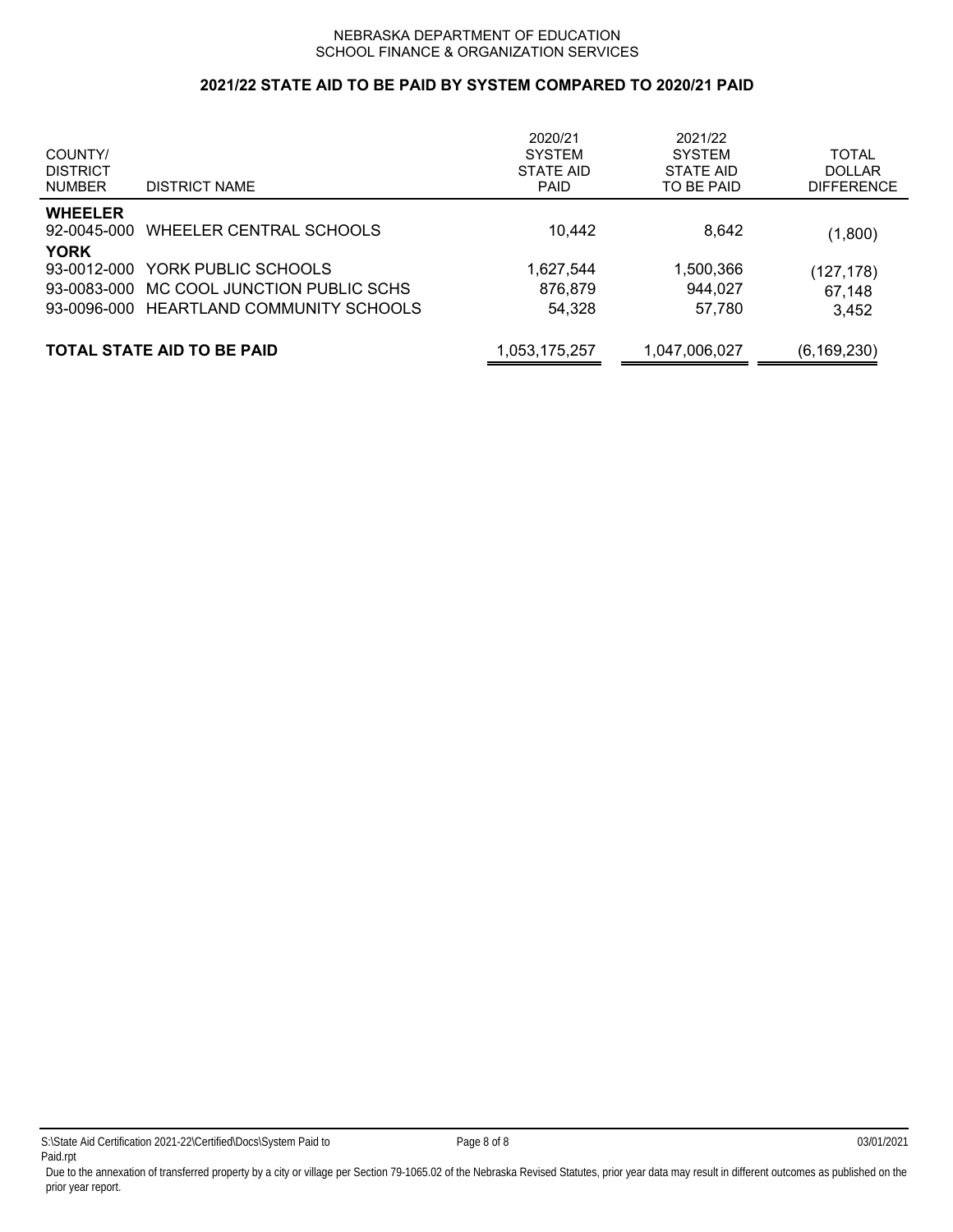NEBRASKA DEPARTMENT OF EDUCATION
SCHOOL FINANCE & ORGANIZATION SERVICES

## 2021/22 STATE AID TO BE PAID BY SYSTEM COMPARED TO 2020/21 PAID

| COUNTY/ DISTRICT NUMBER | DISTRICT NAME | 2020/21 SYSTEM STATE AID PAID | 2021/22 SYSTEM STATE AID TO BE PAID | TOTAL DOLLAR DIFFERENCE |
|---|---|---|---|---|
| **WHEELER** | | | | |
| 92-0045-000 | WHEELER CENTRAL SCHOOLS | 10,442 | 8,642 | (1,800) |
| **YORK** | | | | |
| 93-0012-000 | YORK PUBLIC SCHOOLS | 1,627,544 | 1,500,366 | (127,178) |
| 93-0083-000 | MC COOL JUNCTION PUBLIC SCHS | 876,879 | 944,027 | 67,148 |
| 93-0096-000 | HEARTLAND COMMUNITY SCHOOLS | 54,328 | 57,780 | 3,452 |
| **TOTAL STATE AID TO BE PAID** | | 1,053,175,257 | 1,047,006,027 | (6,169,230) |

S:\State Aid Certification 2021-22\Certified\Docs\System Paid to Paid.rpt

03/01/2021

Due to the annexation of transferred property by a city or village per Section 79-1065.02 of the Nebraska Revised Statutes, prior year data may result in different outcomes as published on the prior year report.